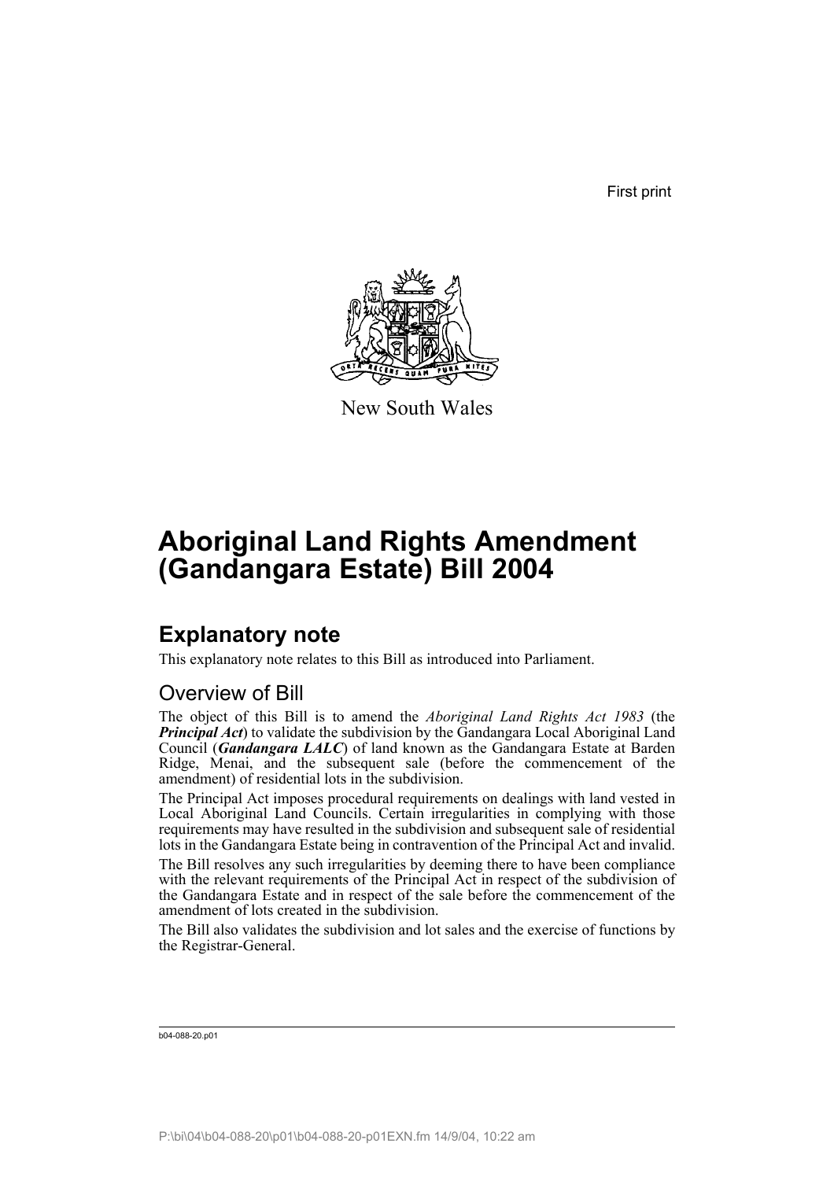First print

New South Wales

# Aboriginal Land Rights Amendment (Gandangara Estate) Bill 2004

## Explanatory note

This explanatory note relates to this Bill as introduced into Parliament.

### Overview of Bill

The object of this Bill is to amend the *Aboriginal Land Rights Act 1983* (the ***Principal Act***) to validate the subdivision by the Gandangara Local Aboriginal Land Council (***Gandangara LALC***) of land known as the Gandangara Estate at Barden Ridge, Menai, and the subsequent sale (before the commencement of the amendment) of residential lots in the subdivision.

The Principal Act imposes procedural requirements on dealings with land vested in Local Aboriginal Land Councils. Certain irregularities in complying with those requirements may have resulted in the subdivision and subsequent sale of residential lots in the Gandangara Estate being in contravention of the Principal Act and invalid.

The Bill resolves any such irregularities by deeming there to have been compliance with the relevant requirements of the Principal Act in respect of the subdivision of the Gandangara Estate and in respect of the sale before the commencement of the amendment of lots created in the subdivision.

The Bill also validates the subdivision and lot sales and the exercise of functions by the Registrar-General.

b04-088-20.p01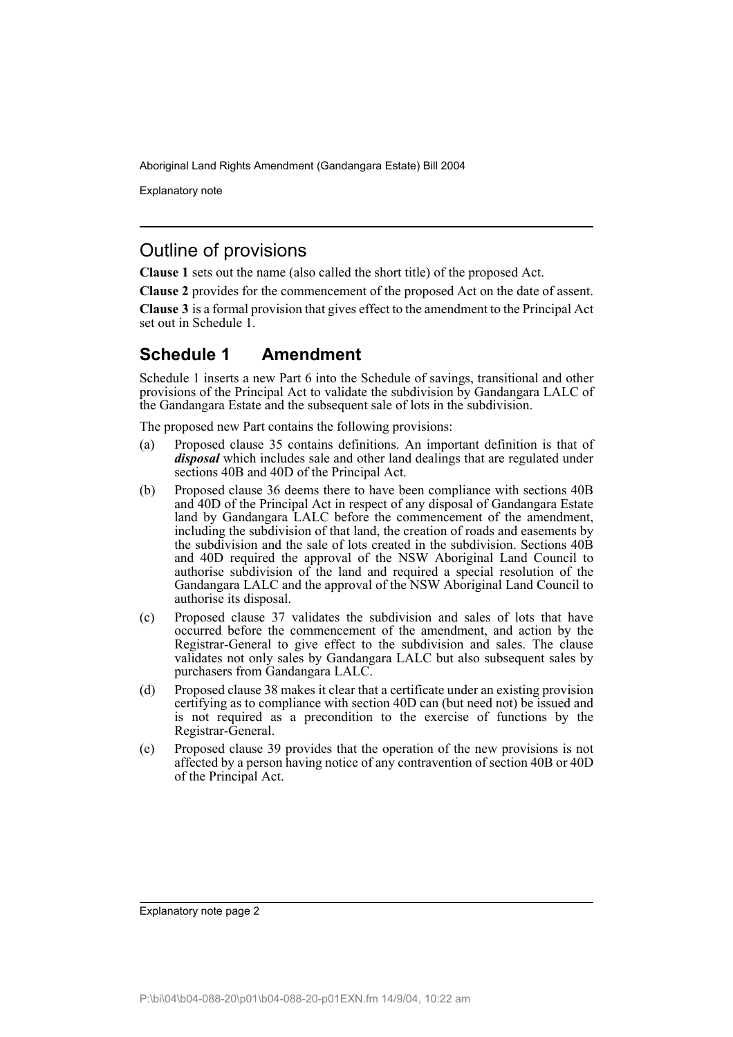## Outline of provisions

**Clause 1** sets out the name (also called the short title) of the proposed Act.

**Clause 2** provides for the commencement of the proposed Act on the date of assent.

**Clause 3** is a formal provision that gives effect to the amendment to the Principal Act set out in Schedule 1.

## Schedule 1 Amendment

Schedule 1 inserts a new Part 6 into the Schedule of savings, transitional and other provisions of the Principal Act to validate the subdivision by Gandangara LALC of the Gandangara Estate and the subsequent sale of lots in the subdivision.

The proposed new Part contains the following provisions:

(a) Proposed clause 35 contains definitions. An important definition is that of ***disposal*** which includes sale and other land dealings that are regulated under sections 40B and 40D of the Principal Act.

(b) Proposed clause 36 deems there to have been compliance with sections 40B and 40D of the Principal Act in respect of any disposal of Gandangara Estate land by Gandangara LALC before the commencement of the amendment, including the subdivision of that land, the creation of roads and easements by the subdivision and the sale of lots created in the subdivision. Sections 40B and 40D required the approval of the NSW Aboriginal Land Council to authorise subdivision of the land and required a special resolution of the Gandangara LALC and the approval of the NSW Aboriginal Land Council to authorise its disposal.

(c) Proposed clause 37 validates the subdivision and sales of lots that have occurred before the commencement of the amendment, and action by the Registrar-General to give effect to the subdivision and sales. The clause validates not only sales by Gandangara LALC but also subsequent sales by purchasers from Gandangara LALC.

(d) Proposed clause 38 makes it clear that a certificate under an existing provision certifying as to compliance with section 40D can (but need not) be issued and is not required as a precondition to the exercise of functions by the Registrar-General.

(e) Proposed clause 39 provides that the operation of the new provisions is not affected by a person having notice of any contravention of section 40B or 40D of the Principal Act.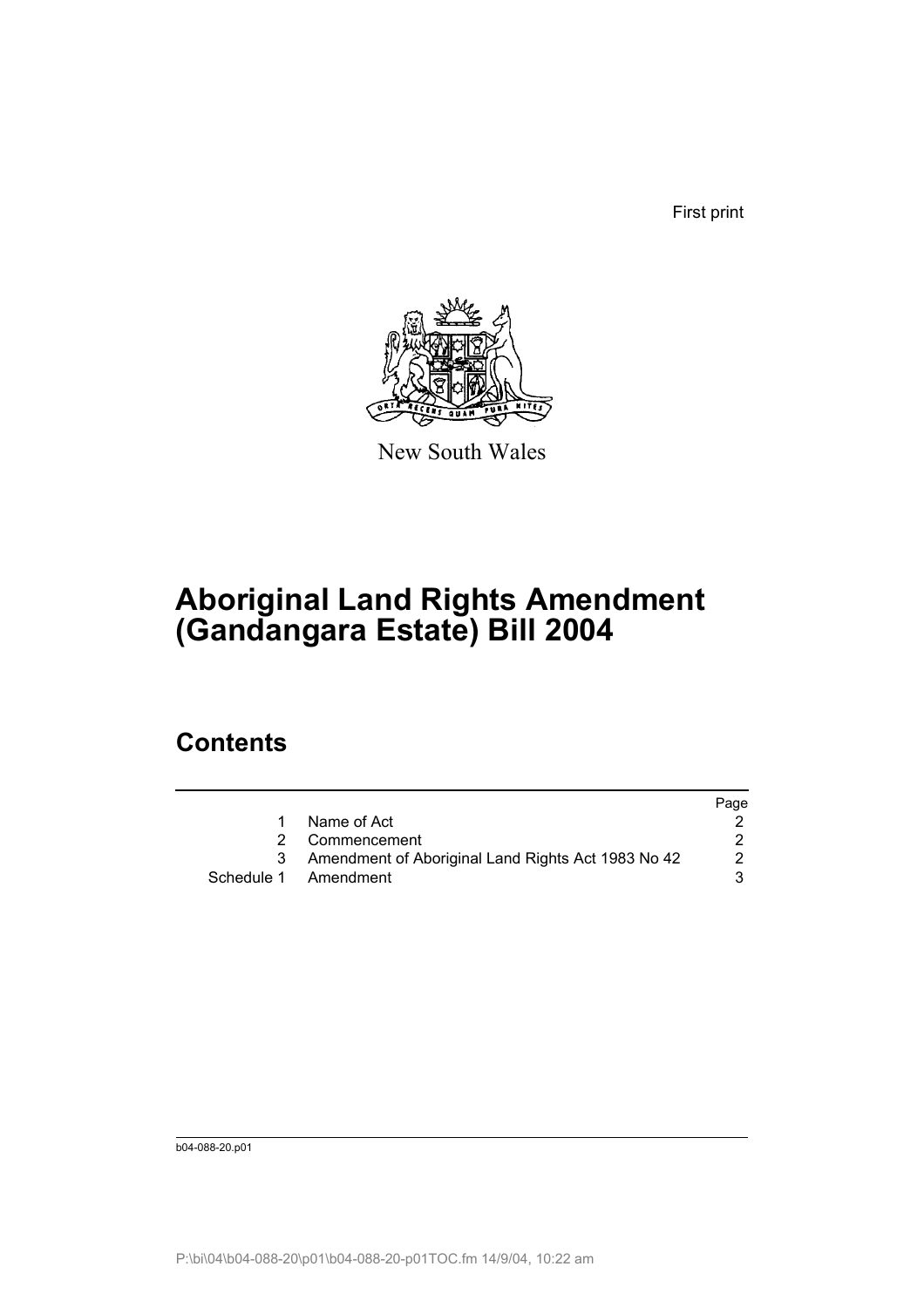First print

New South Wales

# Aboriginal Land Rights Amendment (Gandangara Estate) Bill 2004

## Contents

| | | Page |
|---|---|---|
| 1 | Name of Act | 2 |
| 2 | Commencement | 2 |
| 3 | Amendment of Aboriginal Land Rights Act 1983 No 42 | 2 |
| Schedule 1 | Amendment | 3 |

b04-088-20.p01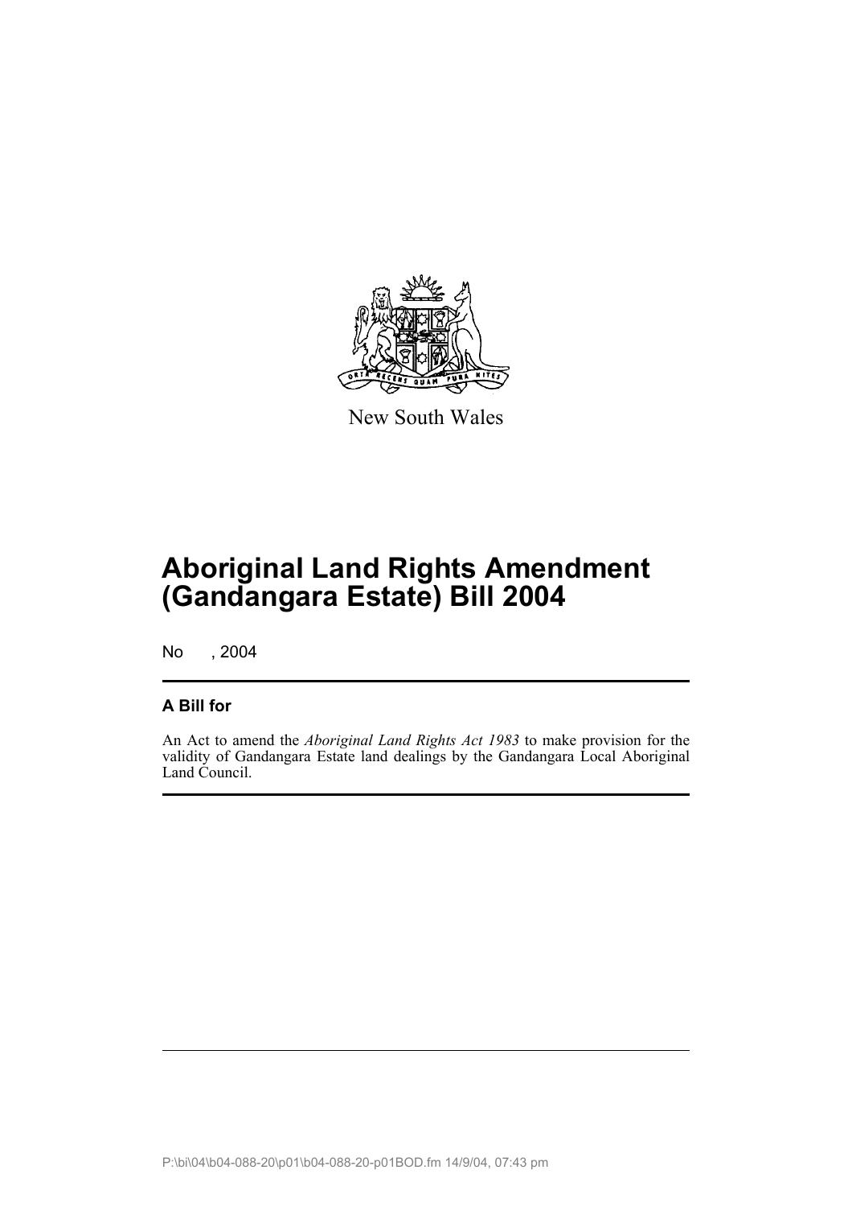New South Wales

# Aboriginal Land Rights Amendment (Gandangara Estate) Bill 2004

No , 2004

## A Bill for

An Act to amend the *Aboriginal Land Rights Act 1983* to make provision for the validity of Gandangara Estate land dealings by the Gandangara Local Aboriginal Land Council.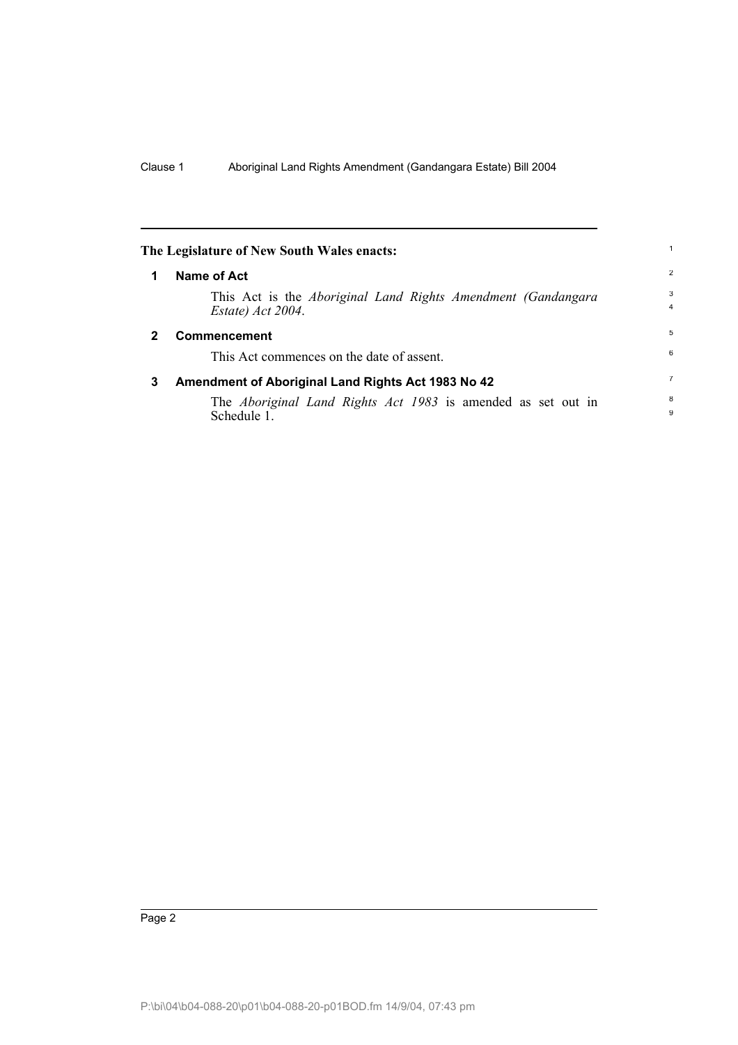**The Legislature of New South Wales enacts:**

### 1 Name of Act

This Act is the *Aboriginal Land Rights Amendment (Gandangara Estate) Act 2004*.

### 2 Commencement

This Act commences on the date of assent.

### 3 Amendment of Aboriginal Land Rights Act 1983 No 42

The *Aboriginal Land Rights Act 1983* is amended as set out in Schedule 1.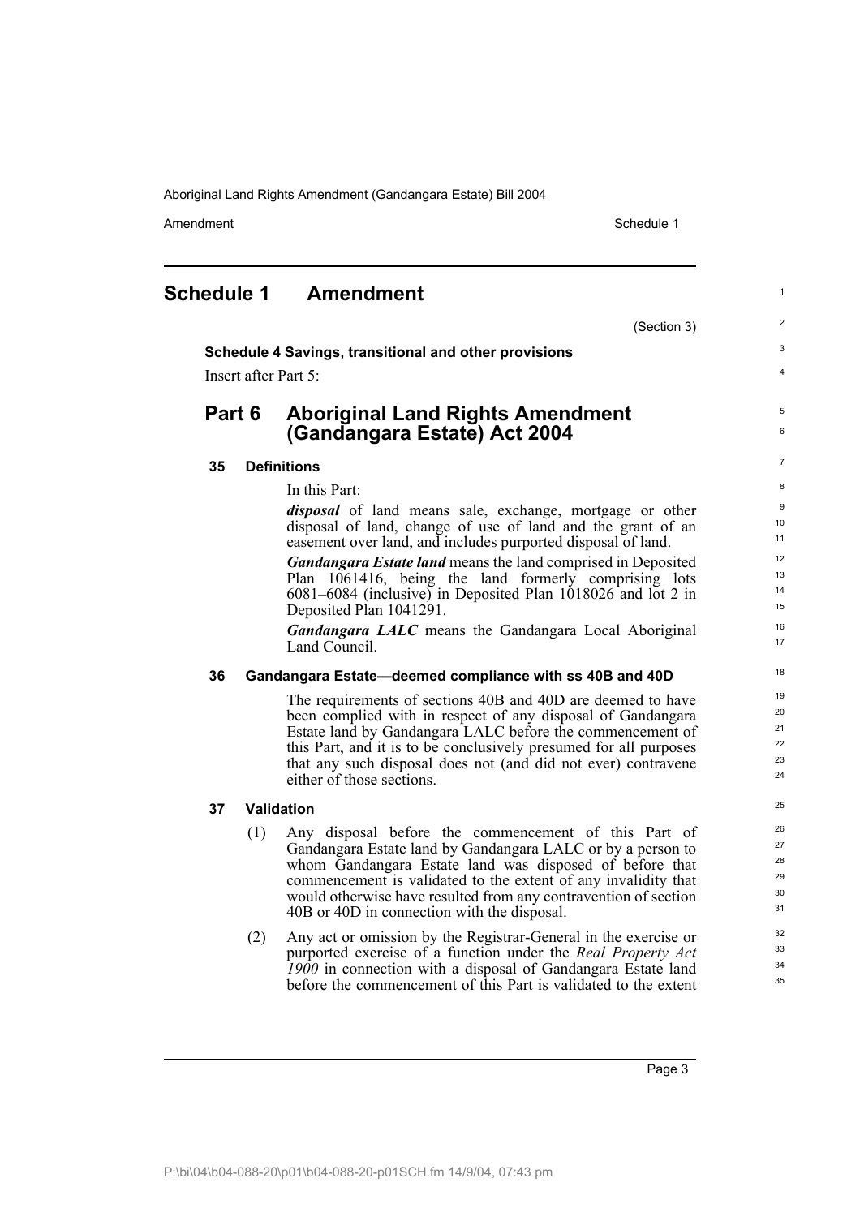# Schedule 1 Amendment

(Section 3)

**Schedule 4 Savings, transitional and other provisions**

Insert after Part 5:

## Part 6 Aboriginal Land Rights Amendment (Gandangara Estate) Act 2004

### 35 Definitions

In this Part:

***disposal*** of land means sale, exchange, mortgage or other disposal of land, change of use of land and the grant of an easement over land, and includes purported disposal of land.

***Gandangara Estate land*** means the land comprised in Deposited Plan 1061416, being the land formerly comprising lots 6081–6084 (inclusive) in Deposited Plan 1018026 and lot 2 in Deposited Plan 1041291.

***Gandangara LALC*** means the Gandangara Local Aboriginal Land Council.

### 36 Gandangara Estate—deemed compliance with ss 40B and 40D

The requirements of sections 40B and 40D are deemed to have been complied with in respect of any disposal of Gandangara Estate land by Gandangara LALC before the commencement of this Part, and it is to be conclusively presumed for all purposes that any such disposal does not (and did not ever) contravene either of those sections.

### 37 Validation

(1) Any disposal before the commencement of this Part of Gandangara Estate land by Gandangara LALC or by a person to whom Gandangara Estate land was disposed of before that commencement is validated to the extent of any invalidity that would otherwise have resulted from any contravention of section 40B or 40D in connection with the disposal.

(2) Any act or omission by the Registrar-General in the exercise or purported exercise of a function under the *Real Property Act 1900* in connection with a disposal of Gandangara Estate land before the commencement of this Part is validated to the extent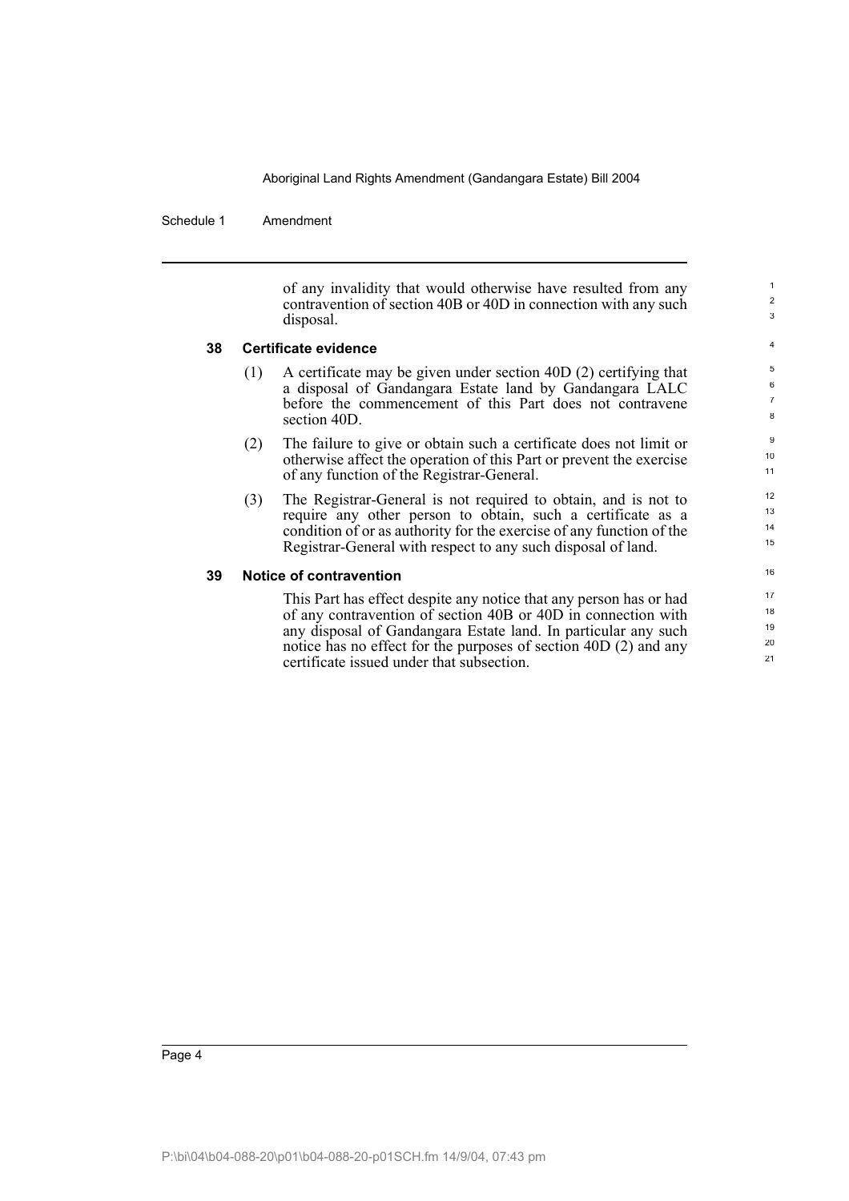of any invalidity that would otherwise have resulted from any contravention of section 40B or 40D in connection with any such disposal.

### 38 Certificate evidence

(1) A certificate may be given under section 40D (2) certifying that a disposal of Gandangara Estate land by Gandangara LALC before the commencement of this Part does not contravene section 40D.

(2) The failure to give or obtain such a certificate does not limit or otherwise affect the operation of this Part or prevent the exercise of any function of the Registrar-General.

(3) The Registrar-General is not required to obtain, and is not to require any other person to obtain, such a certificate as a condition of or as authority for the exercise of any function of the Registrar-General with respect to any such disposal of land.

### 39 Notice of contravention

This Part has effect despite any notice that any person has or had of any contravention of section 40B or 40D in connection with any disposal of Gandangara Estate land. In particular any such notice has no effect for the purposes of section 40D (2) and any certificate issued under that subsection.